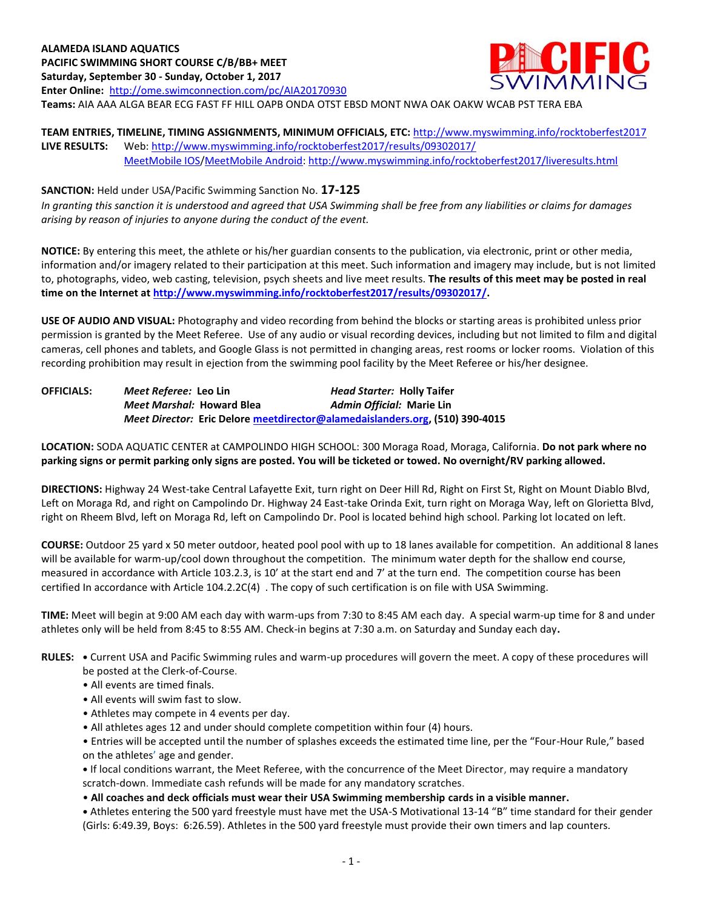**ALAMEDA ISLAND AQUATICS**
**PACIFIC SWIMMING SHORT COURSE C/B/BB+ MEET**
**Saturday, September 30 - Sunday, October 1, 2017**
**Enter Online:** http://ome.swimconnection.com/pc/AIA20170930
**Teams:** AIA AAA ALGA BEAR ECG FAST FF HILL OAPB ONDA OTST EBSD MONT NWA OAK OAKW WCAB PST TERA EBA

**TEAM ENTRIES, TIMELINE, TIMING ASSIGNMENTS, MINIMUM OFFICIALS, ETC:** http://www.myswimming.info/rocktoberfest2017
**LIVE RESULTS:** Web: http://www.myswimming.info/rocktoberfest2017/results/09302017/
MeetMobile IOS/MeetMobile Android: http://www.myswimming.info/rocktoberfest2017/liveresults.html

**SANCTION:** Held under USA/Pacific Swimming Sanction No. **17-125**
*In granting this sanction it is understood and agreed that USA Swimming shall be free from any liabilities or claims for damages arising by reason of injuries to anyone during the conduct of the event.*

**NOTICE:** By entering this meet, the athlete or his/her guardian consents to the publication, via electronic, print or other media, information and/or imagery related to their participation at this meet. Such information and imagery may include, but is not limited to, photographs, video, web casting, television, psych sheets and live meet results. **The results of this meet may be posted in real time on the Internet at http://www.myswimming.info/rocktoberfest2017/results/09302017/.**

**USE OF AUDIO AND VISUAL:** Photography and video recording from behind the blocks or starting areas is prohibited unless prior permission is granted by the Meet Referee. Use of any audio or visual recording devices, including but not limited to film and digital cameras, cell phones and tablets, and Google Glass is not permitted in changing areas, rest rooms or locker rooms. Violation of this recording prohibition may result in ejection from the swimming pool facility by the Meet Referee or his/her designee.

**OFFICIALS:**
*Meet Referee:* **Leo Lin** — *Head Starter:* **Holly Taifer**
*Meet Marshal:* **Howard Blea** — *Admin Official:* **Marie Lin**
*Meet Director:* **Eric Delore meetdirector@alamedaislanders.org, (510) 390-4015**

**LOCATION:** SODA AQUATIC CENTER at CAMPOLINDO HIGH SCHOOL: 300 Moraga Road, Moraga, California. **Do not park where no parking signs or permit parking only signs are posted. You will be ticketed or towed. No overnight/RV parking allowed.**

**DIRECTIONS:** Highway 24 West-take Central Lafayette Exit, turn right on Deer Hill Rd, Right on First St, Right on Mount Diablo Blvd, Left on Moraga Rd, and right on Campolindo Dr. Highway 24 East-take Orinda Exit, turn right on Moraga Way, left on Glorietta Blvd, right on Rheem Blvd, left on Moraga Rd, left on Campolindo Dr. Pool is located behind high school. Parking lot located on left.

**COURSE:** Outdoor 25 yard x 50 meter outdoor, heated pool pool with up to 18 lanes available for competition. An additional 8 lanes will be available for warm-up/cool down throughout the competition. The minimum water depth for the shallow end course, measured in accordance with Article 103.2.3, is 10' at the start end and 7' at the turn end. The competition course has been certified In accordance with Article 104.2.2C(4) . The copy of such certification is on file with USA Swimming.

**TIME:** Meet will begin at 9:00 AM each day with warm-ups from 7:30 to 8:45 AM each day. A special warm-up time for 8 and under athletes only will be held from 8:45 to 8:55 AM. Check-in begins at 7:30 a.m. on Saturday and Sunday each day**.**

**RULES:**
- Current USA and Pacific Swimming rules and warm-up procedures will govern the meet. A copy of these procedures will be posted at the Clerk-of-Course.
- All events are timed finals.
- All events will swim fast to slow.
- Athletes may compete in 4 events per day.
- All athletes ages 12 and under should complete competition within four (4) hours.
- Entries will be accepted until the number of splashes exceeds the estimated time line, per the "Four-Hour Rule," based on the athletes' age and gender.
- If local conditions warrant, the Meet Referee, with the concurrence of the Meet Director, may require a mandatory scratch-down. Immediate cash refunds will be made for any mandatory scratches.
- **All coaches and deck officials must wear their USA Swimming membership cards in a visible manner.**
- Athletes entering the 500 yard freestyle must have met the USA-S Motivational 13-14 "B" time standard for their gender (Girls: 6:49.39, Boys: 6:26.59). Athletes in the 500 yard freestyle must provide their own timers and lap counters.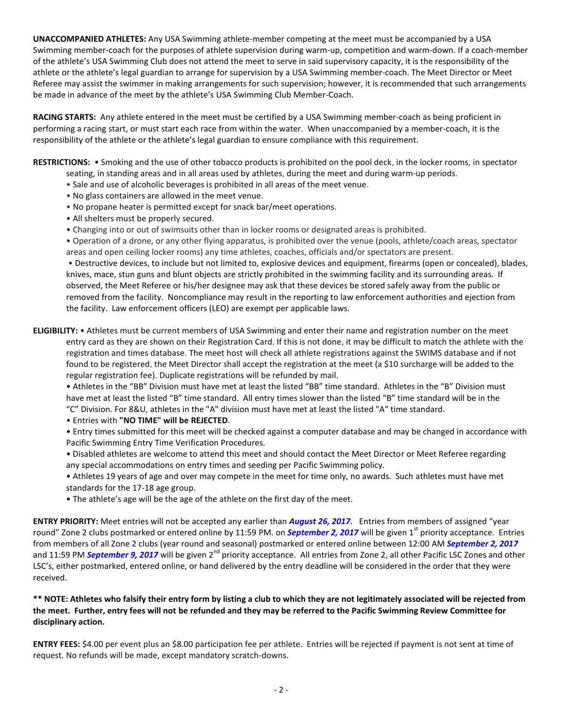**UNACCOMPANIED ATHLETES:** Any USA Swimming athlete-member competing at the meet must be accompanied by a USA Swimming member-coach for the purposes of athlete supervision during warm-up, competition and warm-down. If a coach-member of the athlete's USA Swimming Club does not attend the meet to serve in said supervisory capacity, it is the responsibility of the athlete or the athlete's legal guardian to arrange for supervision by a USA Swimming member-coach. The Meet Director or Meet Referee may assist the swimmer in making arrangements for such supervision; however, it is recommended that such arrangements be made in advance of the meet by the athlete's USA Swimming Club Member-Coach.

**RACING STARTS:** Any athlete entered in the meet must be certified by a USA Swimming member-coach as being proficient in performing a racing start, or must start each race from within the water. When unaccompanied by a member-coach, it is the responsibility of the athlete or the athlete's legal guardian to ensure compliance with this requirement.

**RESTRICTIONS:**

- Smoking and the use of other tobacco products is prohibited on the pool deck, in the locker rooms, in spectator seating, in standing areas and in all areas used by athletes, during the meet and during warm-up periods.
- Sale and use of alcoholic beverages is prohibited in all areas of the meet venue.
- No glass containers are allowed in the meet venue.
- No propane heater is permitted except for snack bar/meet operations.
- All shelters must be properly secured.
- Changing into or out of swimsuits other than in locker rooms or designated areas is prohibited.
- Operation of a drone, or any other flying apparatus, is prohibited over the venue (pools, athlete/coach areas, spectator areas and open ceiling locker rooms) any time athletes, coaches, officials and/or spectators are present.
- Destructive devices, to include but not limited to, explosive devices and equipment, firearms (open or concealed), blades, knives, mace, stun guns and blunt objects are strictly prohibited in the swimming facility and its surrounding areas. If observed, the Meet Referee or his/her designee may ask that these devices be stored safely away from the public or removed from the facility. Noncompliance may result in the reporting to law enforcement authorities and ejection from the facility. Law enforcement officers (LEO) are exempt per applicable laws.

**ELIGIBILITY:**

- Athletes must be current members of USA Swimming and enter their name and registration number on the meet entry card as they are shown on their Registration Card. If this is not done, it may be difficult to match the athlete with the registration and times database. The meet host will check all athlete registrations against the SWIMS database and if not found to be registered, the Meet Director shall accept the registration at the meet (a $10 surcharge will be added to the regular registration fee). Duplicate registrations will be refunded by mail.
- Athletes in the "BB" Division must have met at least the listed "BB" time standard. Athletes in the "B" Division must have met at least the listed "B" time standard. All entry times slower than the listed "B" time standard will be in the "C" Division. For 8&U, athletes in the "A" division must have met at least the listed "A" time standard.
- Entries with **"NO TIME" will be REJECTED**.
- Entry times submitted for this meet will be checked against a computer database and may be changed in accordance with Pacific Swimming Entry Time Verification Procedures.
- Disabled athletes are welcome to attend this meet and should contact the Meet Director or Meet Referee regarding any special accommodations on entry times and seeding per Pacific Swimming policy.
- Athletes 19 years of age and over may compete in the meet for time only, no awards. Such athletes must have met standards for the 17-18 age group.
- The athlete's age will be the age of the athlete on the first day of the meet.

**ENTRY PRIORITY:** Meet entries will not be accepted any earlier than ***August 26, 2017***. Entries from members of assigned "year round" Zone 2 clubs postmarked or entered online by 11:59 PM. on ***September 2, 2017*** will be given 1st priority acceptance. Entries from members of all Zone 2 clubs (year round and seasonal) postmarked or entered online between 12:00 AM ***September 2, 2017*** and 11:59 PM ***September 9, 2017*** will be given 2nd priority acceptance. All entries from Zone 2, all other Pacific LSC Zones and other LSC's, either postmarked, entered online, or hand delivered by the entry deadline will be considered in the order that they were received.

**\*\* NOTE: Athletes who falsify their entry form by listing a club to which they are not legitimately associated will be rejected from the meet. Further, entry fees will not be refunded and they may be referred to the Pacific Swimming Review Committee for disciplinary action.**

**ENTRY FEES:** $4.00 per event plus an $8.00 participation fee per athlete. Entries will be rejected if payment is not sent at time of request. No refunds will be made, except mandatory scratch-downs.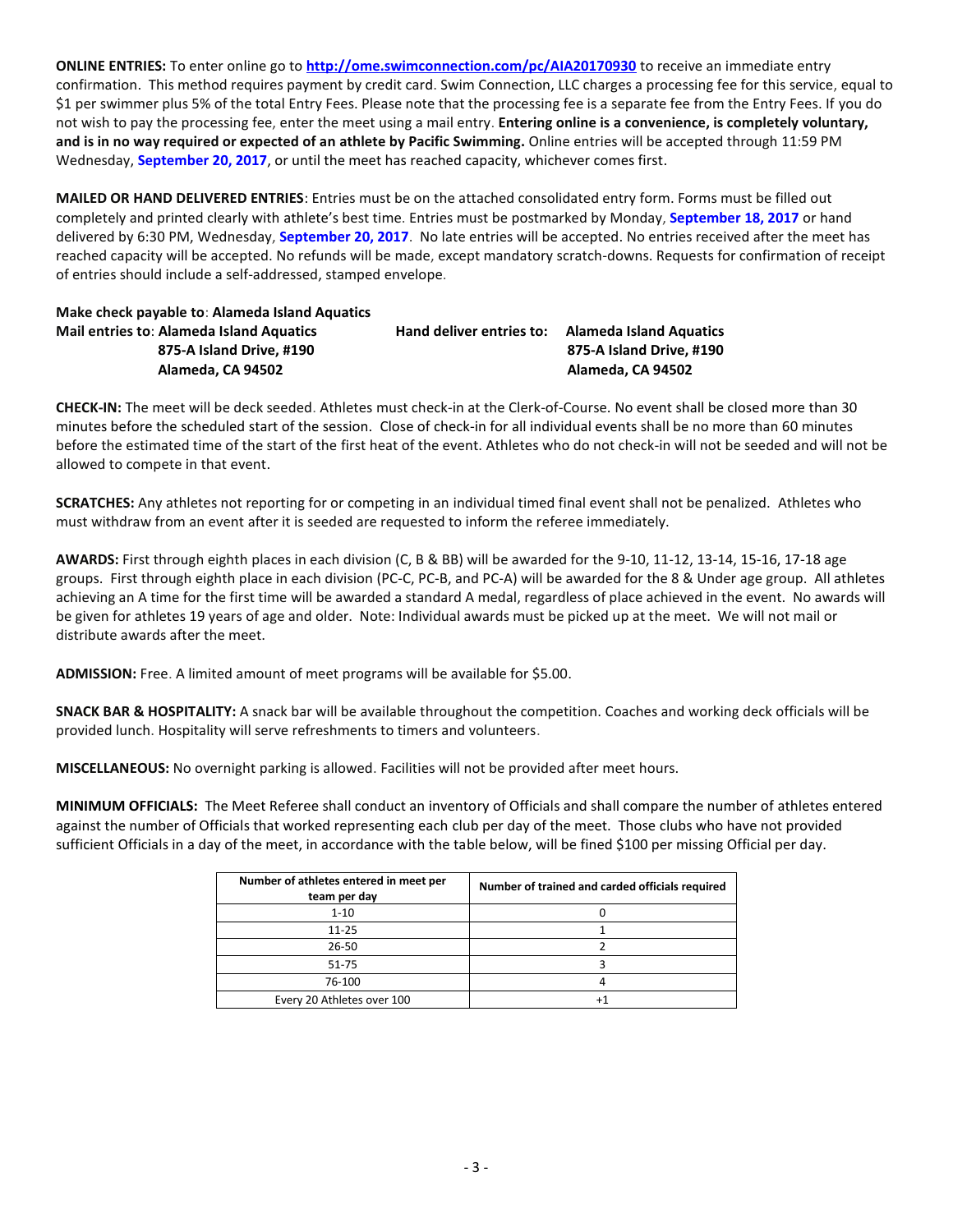**ONLINE ENTRIES:** To enter online go to **http://ome.swimconnection.com/pc/AIA20170930** to receive an immediate entry confirmation. This method requires payment by credit card. Swim Connection, LLC charges a processing fee for this service, equal to $1 per swimmer plus 5% of the total Entry Fees. Please note that the processing fee is a separate fee from the Entry Fees. If you do not wish to pay the processing fee, enter the meet using a mail entry. **Entering online is a convenience, is completely voluntary, and is in no way required or expected of an athlete by Pacific Swimming.** Online entries will be accepted through 11:59 PM Wednesday, **September 20, 2017**, or until the meet has reached capacity, whichever comes first.

**MAILED OR HAND DELIVERED ENTRIES**: Entries must be on the attached consolidated entry form. Forms must be filled out completely and printed clearly with athlete's best time. Entries must be postmarked by Monday, **September 18, 2017** or hand delivered by 6:30 PM, Wednesday, **September 20, 2017**. No late entries will be accepted. No entries received after the meet has reached capacity will be accepted. No refunds will be made, except mandatory scratch-downs. Requests for confirmation of receipt of entries should include a self-addressed, stamped envelope.

**Make check payable to**: **Alameda Island Aquatics**

**Mail entries to**: **Alameda Island Aquatics**
**875-A Island Drive, #190**
**Alameda, CA 94502**

**Hand deliver entries to:** **Alameda Island Aquatics**
**875-A Island Drive, #190**
**Alameda, CA 94502**

**CHECK-IN:** The meet will be deck seeded. Athletes must check-in at the Clerk-of-Course. No event shall be closed more than 30 minutes before the scheduled start of the session. Close of check-in for all individual events shall be no more than 60 minutes before the estimated time of the start of the first heat of the event. Athletes who do not check-in will not be seeded and will not be allowed to compete in that event.

**SCRATCHES:** Any athletes not reporting for or competing in an individual timed final event shall not be penalized. Athletes who must withdraw from an event after it is seeded are requested to inform the referee immediately.

**AWARDS:** First through eighth places in each division (C, B & BB) will be awarded for the 9-10, 11-12, 13-14, 15-16, 17-18 age groups. First through eighth place in each division (PC-C, PC-B, and PC-A) will be awarded for the 8 & Under age group. All athletes achieving an A time for the first time will be awarded a standard A medal, regardless of place achieved in the event. No awards will be given for athletes 19 years of age and older. Note: Individual awards must be picked up at the meet. We will not mail or distribute awards after the meet.

**ADMISSION:** Free. A limited amount of meet programs will be available for $5.00.

**SNACK BAR & HOSPITALITY:** A snack bar will be available throughout the competition. Coaches and working deck officials will be provided lunch. Hospitality will serve refreshments to timers and volunteers.

**MISCELLANEOUS:** No overnight parking is allowed. Facilities will not be provided after meet hours.

**MINIMUM OFFICIALS:** The Meet Referee shall conduct an inventory of Officials and shall compare the number of athletes entered against the number of Officials that worked representing each club per day of the meet. Those clubs who have not provided sufficient Officials in a day of the meet, in accordance with the table below, will be fined $100 per missing Official per day.

| Number of athletes entered in meet per team per day | Number of trained and carded officials required |
|---|---|
| 1-10 | 0 |
| 11-25 | 1 |
| 26-50 | 2 |
| 51-75 | 3 |
| 76-100 | 4 |
| Every 20 Athletes over 100 | +1 |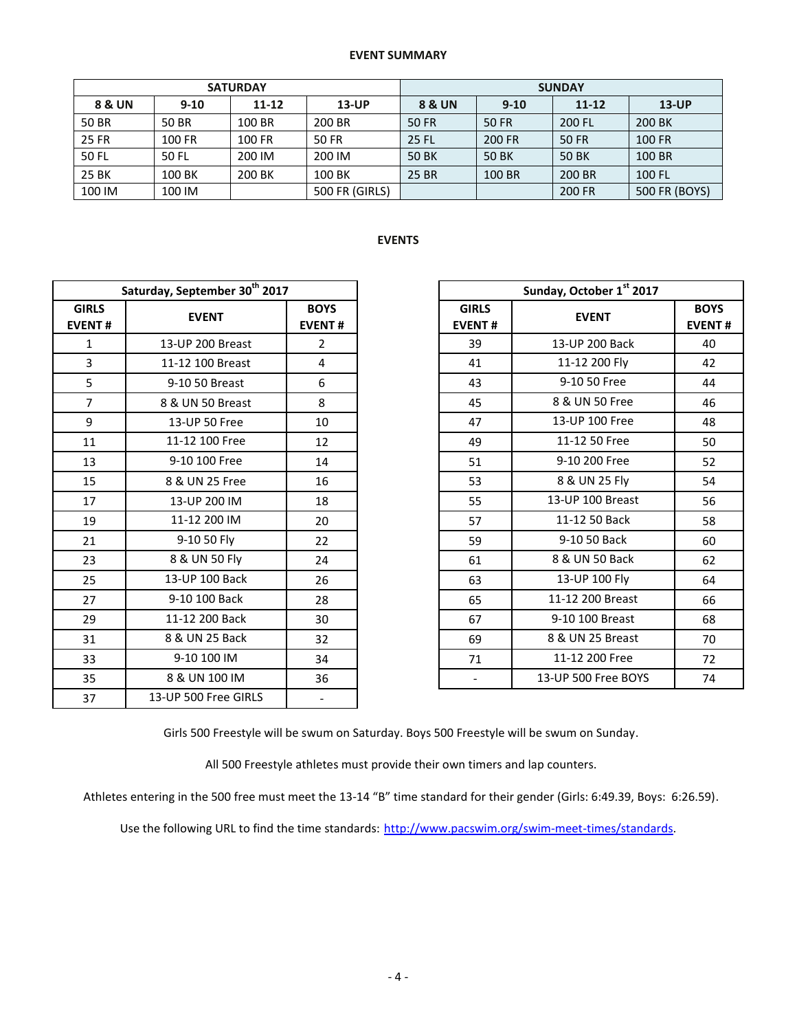## EVENT SUMMARY

| SATURDAY | | | | SUNDAY | | | |
|---|---|---|---|---|---|---|---|
| **8 & UN** | **9-10** | **11-12** | **13-UP** | **8 & UN** | **9-10** | **11-12** | **13-UP** |
| 50 BR | 50 BR | 100 BR | 200 BR | 50 FR | 50 FR | 200 FL | 200 BK |
| 25 FR | 100 FR | 100 FR | 50 FR | 25 FL | 200 FR | 50 FR | 100 FR |
| 50 FL | 50 FL | 200 IM | 200 IM | 50 BK | 50 BK | 50 BK | 100 BR |
| 25 BK | 100 BK | 200 BK | 100 BK | 25 BR | 100 BR | 200 BR | 100 FL |
| 100 IM | 100 IM | | 500 FR (GIRLS) | | | 200 FR | 500 FR (BOYS) |

## EVENTS

| Saturday, September 30th 2017 | | |
|---|---|---|
| **GIRLS EVENT #** | **EVENT** | **BOYS EVENT #** |
| 1 | 13-UP 200 Breast | 2 |
| 3 | 11-12 100 Breast | 4 |
| 5 | 9-10 50 Breast | 6 |
| 7 | 8 & UN 50 Breast | 8 |
| 9 | 13-UP 50 Free | 10 |
| 11 | 11-12 100 Free | 12 |
| 13 | 9-10 100 Free | 14 |
| 15 | 8 & UN 25 Free | 16 |
| 17 | 13-UP 200 IM | 18 |
| 19 | 11-12 200 IM | 20 |
| 21 | 9-10 50 Fly | 22 |
| 23 | 8 & UN 50 Fly | 24 |
| 25 | 13-UP 100 Back | 26 |
| 27 | 9-10 100 Back | 28 |
| 29 | 11-12 200 Back | 30 |
| 31 | 8 & UN 25 Back | 32 |
| 33 | 9-10 100 IM | 34 |
| 35 | 8 & UN 100 IM | 36 |
| 37 | 13-UP 500 Free GIRLS | - |

| Sunday, October 1st 2017 | | |
|---|---|---|
| **GIRLS EVENT #** | **EVENT** | **BOYS EVENT #** |
| 39 | 13-UP 200 Back | 40 |
| 41 | 11-12 200 Fly | 42 |
| 43 | 9-10 50 Free | 44 |
| 45 | 8 & UN 50 Free | 46 |
| 47 | 13-UP 100 Free | 48 |
| 49 | 11-12 50 Free | 50 |
| 51 | 9-10 200 Free | 52 |
| 53 | 8 & UN 25 Fly | 54 |
| 55 | 13-UP 100 Breast | 56 |
| 57 | 11-12 50 Back | 58 |
| 59 | 9-10 50 Back | 60 |
| 61 | 8 & UN 50 Back | 62 |
| 63 | 13-UP 100 Fly | 64 |
| 65 | 11-12 200 Breast | 66 |
| 67 | 9-10 100 Breast | 68 |
| 69 | 8 & UN 25 Breast | 70 |
| 71 | 11-12 200 Free | 72 |
| - | 13-UP 500 Free BOYS | 74 |

Girls 500 Freestyle will be swum on Saturday. Boys 500 Freestyle will be swum on Sunday.

All 500 Freestyle athletes must provide their own timers and lap counters.

Athletes entering in the 500 free must meet the 13-14 "B" time standard for their gender (Girls: 6:49.39, Boys: 6:26.59).

Use the following URL to find the time standards: http://www.pacswim.org/swim-meet-times/standards.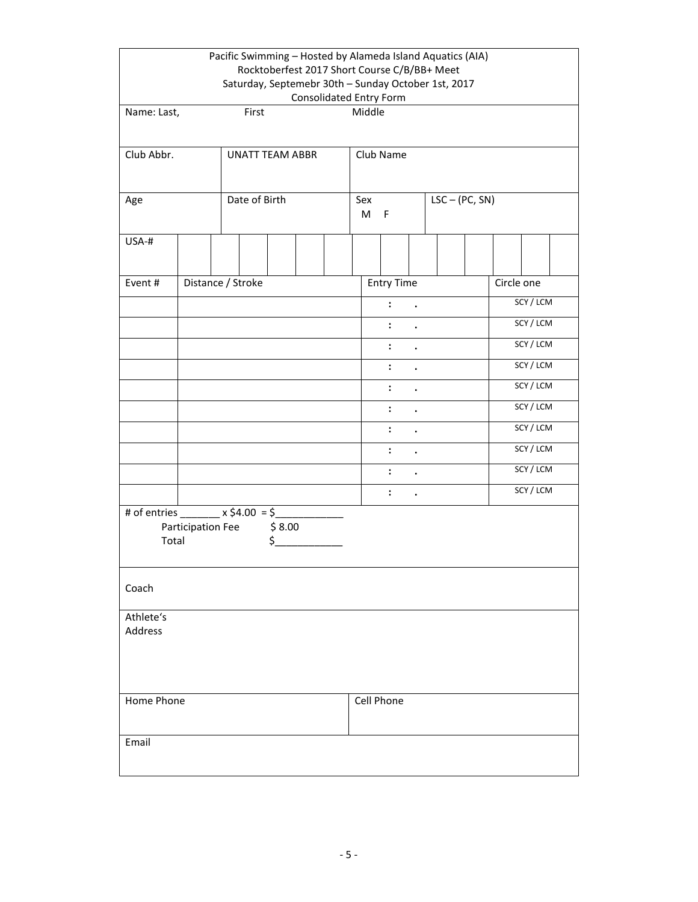Pacific Swimming – Hosted by Alameda Island Aquatics (AIA)
Rocktoberfest 2017 Short Course C/B/BB+ Meet
Saturday, Septemebr 30th – Sunday October 1st, 2017
Consolidated Entry Form

| Name: Last, | First | Middle |
|---|---|---|
| | | |

| Club Abbr. | UNATT TEAM ABBR | Club Name |
|---|---|---|
| | | |

| Age | Date of Birth | Sex M F | LSC – (PC, SN) |
|---|---|---|---|
| | | | |

| USA-# | | | | | | | | | | | | | | |
|---|---|---|---|---|---|---|---|---|---|---|---|---|---|---|

| Event # | Distance / Stroke | Entry Time | Circle one |
|---|---|---|---|
| | | : . | SCY / LCM |
| | | : . | SCY / LCM |
| | | : . | SCY / LCM |
| | | : . | SCY / LCM |
| | | : . | SCY / LCM |
| | | : . | SCY / LCM |
| | | : . | SCY / LCM |
| | | : . | SCY / LCM |
| | | : . | SCY / LCM |
| | | : . | SCY / LCM |

# of entries _______ x $4.00 = $____________
Participation Fee $ 8.00
Total $____________

Coach

Athlete's Address

| Home Phone | Cell Phone |
|---|---|
| | |

Email